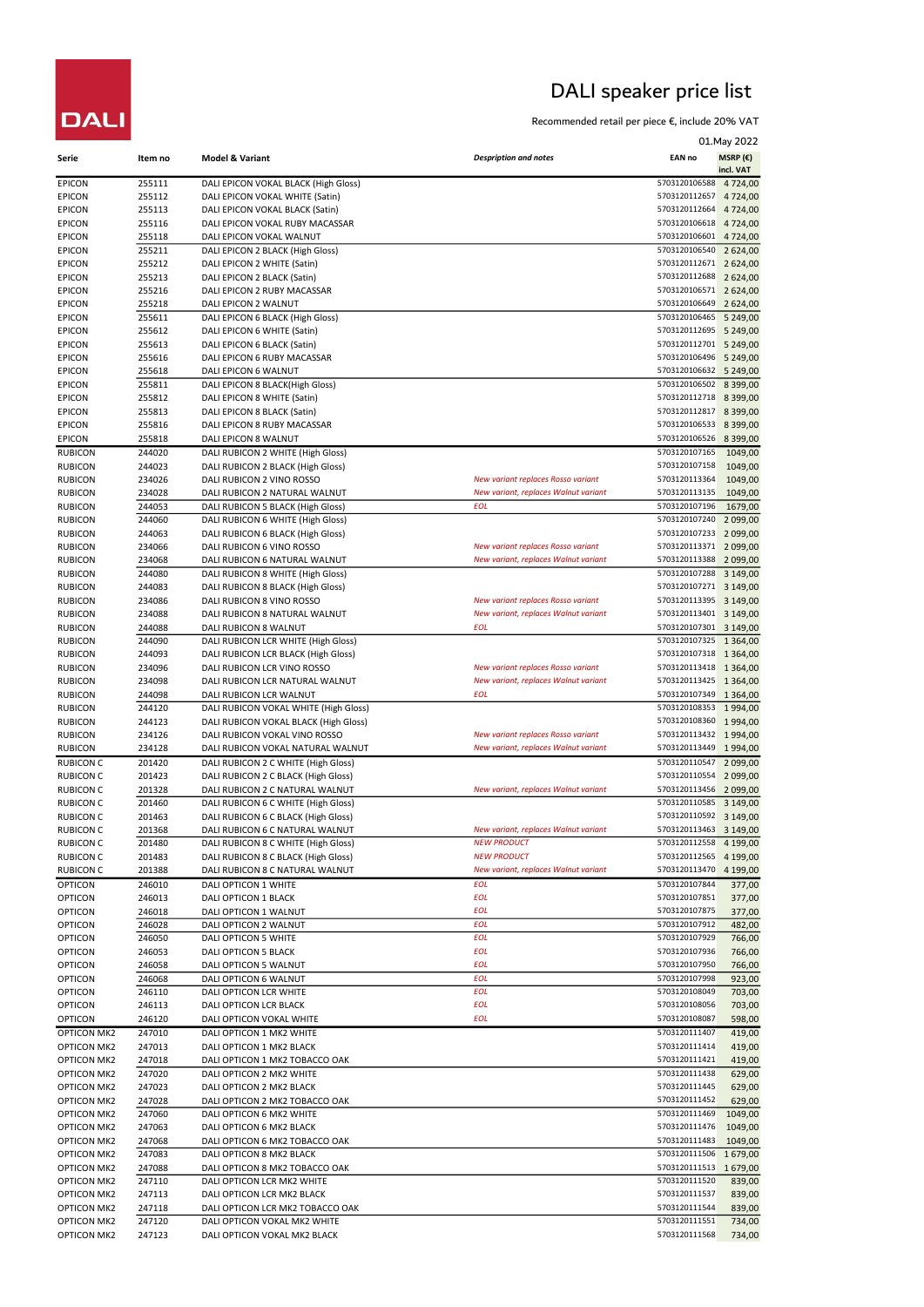DALI

# DALI speaker price list

Recommended retail per piece €, include 20% VAT

01.May 2022

| Serie | Item no | Model & Variant | Despription and notes | EAN no | MSRP (€) incl. VAT |
|---|---|---|---|---|---|
| EPICON | 255111 | DALI EPICON VOKAL BLACK (High Gloss) | | 5703120106588 | 4 724,00 |
| EPICON | 255112 | DALI EPICON VOKAL WHITE (Satin) | | 5703120112657 | 4 724,00 |
| EPICON | 255113 | DALI EPICON VOKAL BLACK (Satin) | | 5703120112664 | 4 724,00 |
| EPICON | 255116 | DALI EPICON VOKAL RUBY MACASSAR | | 5703120106618 | 4 724,00 |
| EPICON | 255118 | DALI EPICON VOKAL WALNUT | | 5703120106601 | 4 724,00 |
| EPICON | 255211 | DALI EPICON 2 BLACK (High Gloss) | | 5703120106540 | 2 624,00 |
| EPICON | 255212 | DALI EPICON 2 WHITE (Satin) | | 5703120112671 | 2 624,00 |
| EPICON | 255213 | DALI EPICON 2 BLACK (Satin) | | 5703120112688 | 2 624,00 |
| EPICON | 255216 | DALI EPICON 2 RUBY MACASSAR | | 5703120106571 | 2 624,00 |
| EPICON | 255218 | DALI EPICON 2 WALNUT | | 5703120106649 | 2 624,00 |
| EPICON | 255611 | DALI EPICON 6 BLACK (High Gloss) | | 5703120106465 | 5 249,00 |
| EPICON | 255612 | DALI EPICON 6 WHITE (Satin) | | 5703120112695 | 5 249,00 |
| EPICON | 255613 | DALI EPICON 6 BLACK (Satin) | | 5703120112701 | 5 249,00 |
| EPICON | 255616 | DALI EPICON 6 RUBY MACASSAR | | 5703120106496 | 5 249,00 |
| EPICON | 255618 | DALI EPICON 6 WALNUT | | 5703120106632 | 5 249,00 |
| EPICON | 255811 | DALI EPICON 8 BLACK(High Gloss) | | 5703120106502 | 8 399,00 |
| EPICON | 255812 | DALI EPICON 8 WHITE (Satin) | | 5703120112718 | 8 399,00 |
| EPICON | 255813 | DALI EPICON 8 BLACK (Satin) | | 5703120112817 | 8 399,00 |
| EPICON | 255816 | DALI EPICON 8 RUBY MACASSAR | | 5703120106533 | 8 399,00 |
| EPICON | 255818 | DALI EPICON 8 WALNUT | | 5703120106526 | 8 399,00 |
| RUBICON | 244020 | DALI RUBICON 2 WHITE (High Gloss) | | 5703120107165 | 1049,00 |
| RUBICON | 244023 | DALI RUBICON 2 BLACK (High Gloss) | | 5703120107158 | 1049,00 |
| RUBICON | 234026 | DALI RUBICON 2 VINO ROSSO | *New variant replaces Rosso variant* | 5703120113364 | 1049,00 |
| RUBICON | 234028 | DALI RUBICON 2 NATURAL WALNUT | *New variant, replaces Walnut variant* | 5703120113135 | 1049,00 |
| RUBICON | 244053 | DALI RUBICON 5 BLACK (High Gloss) | *EOL* | 5703120107196 | 1679,00 |
| RUBICON | 244060 | DALI RUBICON 6 WHITE (High Gloss) | | 5703120107240 | 2 099,00 |
| RUBICON | 244063 | DALI RUBICON 6 BLACK (High Gloss) | | 5703120107233 | 2 099,00 |
| RUBICON | 234066 | DALI RUBICON 6 VINO ROSSO | *New variant replaces Rosso variant* | 5703120113371 | 2 099,00 |
| RUBICON | 234068 | DALI RUBICON 6 NATURAL WALNUT | *New variant, replaces Walnut variant* | 5703120113388 | 2 099,00 |
| RUBICON | 244080 | DALI RUBICON 8 WHITE (High Gloss) | | 5703120107288 | 3 149,00 |
| RUBICON | 244083 | DALI RUBICON 8 BLACK (High Gloss) | | 5703120107271 | 3 149,00 |
| RUBICON | 234086 | DALI RUBICON 8 VINO ROSSO | *New variant replaces Rosso variant* | 5703120113395 | 3 149,00 |
| RUBICON | 234088 | DALI RUBICON 8 NATURAL WALNUT | *New variant, replaces Walnut variant* | 5703120113401 | 3 149,00 |
| RUBICON | 244088 | DALI RUBICON 8 WALNUT | *EOL* | 5703120107301 | 3 149,00 |
| RUBICON | 244090 | DALI RUBICON LCR WHITE (High Gloss) | | 5703120107325 | 1 364,00 |
| RUBICON | 244093 | DALI RUBICON LCR BLACK (High Gloss) | | 5703120107318 | 1 364,00 |
| RUBICON | 234096 | DALI RUBICON LCR VINO ROSSO | *New variant replaces Rosso variant* | 5703120113418 | 1 364,00 |
| RUBICON | 234098 | DALI RUBICON LCR NATURAL WALNUT | *New variant, replaces Walnut variant* | 5703120113425 | 1 364,00 |
| RUBICON | 244098 | DALI RUBICON LCR WALNUT | *EOL* | 5703120107349 | 1 364,00 |
| RUBICON | 244120 | DALI RUBICON VOKAL WHITE (High Gloss) | | 5703120108353 | 1 994,00 |
| RUBICON | 244123 | DALI RUBICON VOKAL BLACK (High Gloss) | | 5703120108360 | 1 994,00 |
| RUBICON | 234126 | DALI RUBICON VOKAL VINO ROSSO | *New variant replaces Rosso variant* | 5703120113432 | 1 994,00 |
| RUBICON | 234128 | DALI RUBICON VOKAL NATURAL WALNUT | *New variant, replaces Walnut variant* | 5703120113449 | 1 994,00 |
| RUBICON C | 201420 | DALI RUBICON 2 C WHITE (High Gloss) | | 5703120110547 | 2 099,00 |
| RUBICON C | 201423 | DALI RUBICON 2 C BLACK (High Gloss) | | 5703120110554 | 2 099,00 |
| RUBICON C | 201328 | DALI RUBICON 2 C NATURAL WALNUT | *New variant, replaces Walnut variant* | 5703120113456 | 2 099,00 |
| RUBICON C | 201460 | DALI RUBICON 6 C WHITE (High Gloss) | | 5703120110585 | 3 149,00 |
| RUBICON C | 201463 | DALI RUBICON 6 C BLACK (High Gloss) | | 5703120110592 | 3 149,00 |
| RUBICON C | 201368 | DALI RUBICON 6 C NATURAL WALNUT | *New variant, replaces Walnut variant* | 5703120113463 | 3 149,00 |
| RUBICON C | 201480 | DALI RUBICON 8 C WHITE (High Gloss) | *NEW PRODUCT* | 5703120112558 | 4 199,00 |
| RUBICON C | 201483 | DALI RUBICON 8 C BLACK (High Gloss) | *NEW PRODUCT* | 5703120112565 | 4 199,00 |
| RUBICON C | 201388 | DALI RUBICON 8 C NATURAL WALNUT | *New variant, replaces Walnut variant* | 5703120113470 | 4 199,00 |
| OPTICON | 246010 | DALI OPTICON 1 WHITE | *EOL* | 5703120107844 | 377,00 |
| OPTICON | 246013 | DALI OPTICON 1 BLACK | *EOL* | 5703120107851 | 377,00 |
| OPTICON | 246018 | DALI OPTICON 1 WALNUT | *EOL* | 5703120107875 | 377,00 |
| OPTICON | 246028 | DALI OPTICON 2 WALNUT | *EOL* | 5703120107912 | 482,00 |
| OPTICON | 246050 | DALI OPTICON 5 WHITE | *EOL* | 5703120107929 | 766,00 |
| OPTICON | 246053 | DALI OPTICON 5 BLACK | *EOL* | 5703120107936 | 766,00 |
| OPTICON | 246058 | DALI OPTICON 5 WALNUT | *EOL* | 5703120107950 | 766,00 |
| OPTICON | 246068 | DALI OPTICON 6 WALNUT | *EOL* | 5703120107998 | 923,00 |
| OPTICON | 246110 | DALI OPTICON LCR WHITE | *EOL* | 5703120108049 | 703,00 |
| OPTICON | 246113 | DALI OPTICON LCR BLACK | *EOL* | 5703120108056 | 703,00 |
| OPTICON | 246120 | DALI OPTICON VOKAL WHITE | *EOL* | 5703120108087 | 598,00 |
| OPTICON MK2 | 247010 | DALI OPTICON 1 MK2 WHITE | | 5703120111407 | 419,00 |
| OPTICON MK2 | 247013 | DALI OPTICON 1 MK2 BLACK | | 5703120111414 | 419,00 |
| OPTICON MK2 | 247018 | DALI OPTICON 1 MK2 TOBACCO OAK | | 5703120111421 | 419,00 |
| OPTICON MK2 | 247020 | DALI OPTICON 2 MK2 WHITE | | 5703120111438 | 629,00 |
| OPTICON MK2 | 247023 | DALI OPTICON 2 MK2 BLACK | | 5703120111445 | 629,00 |
| OPTICON MK2 | 247028 | DALI OPTICON 2 MK2 TOBACCO OAK | | 5703120111452 | 629,00 |
| OPTICON MK2 | 247060 | DALI OPTICON 6 MK2 WHITE | | 5703120111469 | 1049,00 |
| OPTICON MK2 | 247063 | DALI OPTICON 6 MK2 BLACK | | 5703120111476 | 1049,00 |
| OPTICON MK2 | 247068 | DALI OPTICON 6 MK2 TOBACCO OAK | | 5703120111483 | 1049,00 |
| OPTICON MK2 | 247083 | DALI OPTICON 8 MK2 BLACK | | 5703120111506 | 1 679,00 |
| OPTICON MK2 | 247088 | DALI OPTICON 8 MK2 TOBACCO OAK | | 5703120111513 | 1 679,00 |
| OPTICON MK2 | 247110 | DALI OPTICON LCR MK2 WHITE | | 5703120111520 | 839,00 |
| OPTICON MK2 | 247113 | DALI OPTICON LCR MK2 BLACK | | 5703120111537 | 839,00 |
| OPTICON MK2 | 247118 | DALI OPTICON LCR MK2 TOBACCO OAK | | 5703120111544 | 839,00 |
| OPTICON MK2 | 247120 | DALI OPTICON VOKAL MK2 WHITE | | 5703120111551 | 734,00 |
| OPTICON MK2 | 247123 | DALI OPTICON VOKAL MK2 BLACK | | 5703120111568 | 734,00 |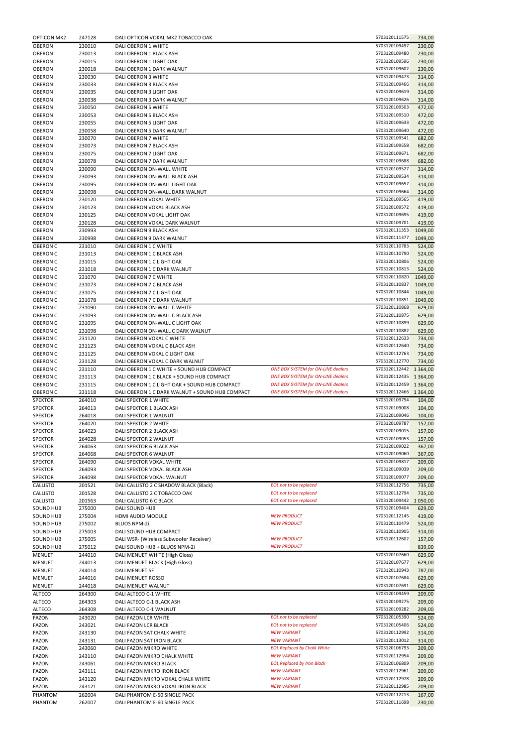| | | | | | |
|---|---|---|---|---|---|
| OPTICON MK2 | 247128 | DALI OPTICON VOKAL MK2 TOBACCO OAK | | 5703120111575 | 734,00 |
| OBERON | 230010 | DALI OBERON 1 WHITE | | 5703120109497 | 230,00 |
| OBERON | 230013 | DALI OBERON 1 BLACK ASH | | 5703120109480 | 230,00 |
| OBERON | 230015 | DALI OBERON 1 LIGHT OAK | | 5703120109596 | 230,00 |
| OBERON | 230018 | DALI OBERON 1 DARK WALNUT | | 5703120109602 | 230,00 |
| OBERON | 230030 | DALI OBERON 3 WHITE | | 5703120109473 | 314,00 |
| OBERON | 230033 | DALI OBERON 3 BLACK ASH | | 5703120109466 | 314,00 |
| OBERON | 230035 | DALI OBERON 3 LIGHT OAK | | 5703120109619 | 314,00 |
| OBERON | 230038 | DALI OBERON 3 DARK WALNUT | | 5703120109626 | 314,00 |
| OBERON | 230050 | DALI OBERON 5 WHITE | | 5703120109503 | 472,00 |
| OBERON | 230053 | DALI OBERON 5 BLACK ASH | | 5703120109510 | 472,00 |
| OBERON | 230055 | DALI OBERON 5 LIGHT OAK | | 5703120109633 | 472,00 |
| OBERON | 230058 | DALI OBERON 5 DARK WALNUT | | 5703120109640 | 472,00 |
| OBERON | 230070 | DALI OBERON 7 WHITE | | 5703120109541 | 682,00 |
| OBERON | 230073 | DALI OBERON 7 BLACK ASH | | 5703120109558 | 682,00 |
| OBERON | 230075 | DALI OBERON 7 LIGHT OAK | | 5703120109671 | 682,00 |
| OBERON | 230078 | DALI OBERON 7 DARK WALNUT | | 5703120109688 | 682,00 |
| OBERON | 230090 | DALI OBERON ON-WALL WHITE | | 5703120109527 | 314,00 |
| OBERON | 230093 | DALI OBERON ON-WALL BLACK ASH | | 5703120109534 | 314,00 |
| OBERON | 230095 | DALI OBERON ON-WALL LIGHT OAK | | 5703120109657 | 314,00 |
| OBERON | 230098 | DALI OBERON ON-WALL DARK WALNUT | | 5703120109664 | 314,00 |
| OBERON | 230120 | DALI OBERON VOKAL WHITE | | 5703120109565 | 419,00 |
| OBERON | 230123 | DALI OBERON VOKAL BLACK ASH | | 5703120109572 | 419,00 |
| OBERON | 230125 | DALI OBERON VOKAL LIGHT OAK | | 5703120109695 | 419,00 |
| OBERON | 230128 | DALI OBERON VOKAL DARK WALNUT | | 5703120109701 | 419,00 |
| OBERON | 230993 | DALI OBERON 9 BLACK ASH | | 5703120111353 | 1049,00 |
| OBERON | 230998 | DALI OBERON 9 DARK WALNUT | | 5703120111377 | 1049,00 |
| OBERON C | 231010 | DALI OBERON 1 C WHITE | | 5703120110783 | 524,00 |
| OBERON C | 231013 | DALI OBERON 1 C BLACK ASH | | 5703120110790 | 524,00 |
| OBERON C | 231015 | DALI OBERON 1 C LIGHT OAK | | 5703120110806 | 524,00 |
| OBERON C | 231018 | DALI OBERON 1 C DARK WALNUT | | 5703120110813 | 524,00 |
| OBERON C | 231070 | DALI OBERON 7 C WHITE | | 5703120110820 | 1049,00 |
| OBERON C | 231073 | DALI OBERON 7 C BLACK ASH | | 5703120110837 | 1049,00 |
| OBERON C | 231075 | DALI OBERON 7 C LIGHT OAK | | 5703120110844 | 1049,00 |
| OBERON C | 231078 | DALI OBERON 7 C DARK WALNUT | | 5703120110851 | 1049,00 |
| OBERON C | 231090 | DALI OBERON ON-WALL C WHITE | | 5703120110868 | 629,00 |
| OBERON C | 231093 | DALI OBERON ON-WALL C BLACK ASH | | 5703120110875 | 629,00 |
| OBERON C | 231095 | DALI OBERON ON-WALL C LIGHT OAK | | 5703120110899 | 629,00 |
| OBERON C | 231098 | DALI OBERON ON-WALL C DARK WALNUT | | 5703120110882 | 629,00 |
| OBERON C | 231120 | DALI OBERON VOKAL C WHITE | | 5703120112633 | 734,00 |
| OBERON C | 231123 | DALI OBERON VOKAL C BLACK ASH | | 5703120112640 | 734,00 |
| OBERON C | 231125 | DALI OBERON VOKAL C LIGHT OAK | | 5703120112763 | 734,00 |
| OBERON C | 231128 | DALI OBERON VOKAL C DARK WALNUT | | 5703120112770 | 734,00 |
| OBERON C | 231110 | DALI OBERON 1 C WHITE + SOUND HUB COMPACT | *ONE BOX SYSTEM for ON-LINE dealers* | 5703120112442 | 1 364,00 |
| OBERON C | 231113 | DALI OBERON 1 C BLACK + SOUND HUB COMPACT | *ONE BOX SYSTEM for ON-LINE dealers* | 5703120112435 | 1 364,00 |
| OBERON C | 231115 | DALI OBERON 1 C LIGHT OAK + SOUND HUB COMPACT | *ONE BOX SYSTEM for ON-LINE dealers* | 5703120112459 | 1 364,00 |
| OBERON C | 231118 | DALI OBERON 1 C DARK WALNUT + SOUND HUB COMPACT | *ONE BOX SYSTEM for ON-LINE dealers* | 5703120112466 | 1 364,00 |
| SPEKTOR | 264010 | DALI SPEKTOR 1 WHITE | | 5703120109794 | 104,00 |
| SPEKTOR | 264013 | DALI SPEKTOR 1 BLACK ASH | | 5703120109008 | 104,00 |
| SPEKTOR | 264018 | DALI SPEKTOR 1 WALNUT | | 5703120109046 | 104,00 |
| SPEKTOR | 264020 | DALI SPEKTOR 2 WHITE | | 5703120109787 | 157,00 |
| SPEKTOR | 264023 | DALI SPEKTOR 2 BLACK ASH | | 5703120109015 | 157,00 |
| SPEKTOR | 264028 | DALI SPEKTOR 2 WALNUT | | 5703120109053 | 157,00 |
| SPEKTOR | 264063 | DALI SPEKTOR 6 BLACK ASH | | 5703120109022 | 367,00 |
| SPEKTOR | 264068 | DALI SPEKTOR 6 WALNUT | | 5703120109060 | 367,00 |
| SPEKTOR | 264090 | DALI SPEKTOR VOKAL WHITE | | 5703120109817 | 209,00 |
| SPEKTOR | 264093 | DALI SPEKTOR VOKAL BLACK ASH | | 5703120109039 | 209,00 |
| SPEKTOR | 264098 | DALI SPEKTOR VOKAL WALNUT | | 5703120109077 | 209,00 |
| CALLISTO | 201521 | DALI CALLISTO 2 C SHADOW BLACK (Black) | *EOL not to be replaced* | 5703120112756 | 735,00 |
| CALLISTO | 201528 | DALI CALLISTO 2 C TOBACCO OAK | *EOL not to be replaced* | 5703120112794 | 735,00 |
| CALLISTO | 201563 | DALI CALLISTO 6 C BLACK | *EOL not to be replaced* | 5703120109442 | 1 050,00 |
| SOUND HUB | 275000 | DALI SOUND HUB | | 5703120109404 | 629,00 |
| SOUND HUB | 275004 | HDMI AUDIO MODULE | *NEW PRODUCT* | 5703120112145 | 419,00 |
| SOUND HUB | 275002 | BLUOS NPM-2i | *NEW PRODUCT* | 5703120110479 | 524,00 |
| SOUND HUB | 275003 | DALI SOUND HUB COMPACT | | 5703120110905 | 314,00 |
| SOUND HUB | 275005 | DALI WSR- (Wireless Subwoofer Receiver) | *NEW PRODUCT* | 5703120112602 | 157,00 |
| SOUND HUB | 275012 | DALI SOUND HUB + BLUOS NPM-2i | *NEW PRODUCT* | | 839,00 |
| MENUET | 244010 | DALI MENUET WHITE (High Gloss) | | 5703120107660 | 629,00 |
| MENUET | 244013 | DALI MENUET BLACK (High Gloss) | | 5703120107677 | 629,00 |
| MENUET | 244014 | DALI MENUET SE | | 5703120110943 | 787,00 |
| MENUET | 244016 | DALI MENUET ROSSO | | 5703120107684 | 629,00 |
| MENUET | 244018 | DALI MENUET WALNUT | | 5703120107691 | 629,00 |
| ALTECO | 264300 | DALI ALTECO C-1 WHITE | | 5703120109459 | 209,00 |
| ALTECO | 264303 | DALI ALTECO C-1 BLACK ASH | | 5703120109275 | 209,00 |
| ALTECO | 264308 | DALI ALTECO C-1 WALNUT | | 5703120109282 | 209,00 |
| FAZON | 243020 | DALI FAZON LCR WHITE | *EOL not to be replaced* | 5703120105390 | 524,00 |
| FAZON | 243021 | DALI FAZON LCR BLACK | *EOL not to be replaced* | 5703120105406 | 524,00 |
| FAZON | 243130 | DALI FAZON SAT CHALK WHITE | *NEW VARIANT* | 5703120112992 | 314,00 |
| FAZON | 243131 | DALI FAZON SAT IRON BLACK | *NEW VARIANT* | 5703120113012 | 314,00 |
| FAZON | 243060 | DALI FAZON MIKRO WHITE | *EOL Replaced by Chalk White* | 5703120106793 | 209,00 |
| FAZON | 243110 | DALI FAZON MIKRO CHALK WHITE | *NEW VARIANT* | 5703120112954 | 209,00 |
| FAZON | 243061 | DALI FAZON MIKRO BLACK | *EOL Replaced by Iron Black* | 5703120106809 | 209,00 |
| FAZON | 243111 | DALI FAZON MIKRO IRON BLACK | *NEW VARIANT* | 5703120112961 | 209,00 |
| FAZON | 243120 | DALI FAZON MIKRO VOKAL CHALK WHITE | *NEW VARIANT* | 5703120112978 | 209,00 |
| FAZON | 243121 | DALI FAZON MIKRO VOKAL IRON BLACK | *NEW VARIANT* | 5703120112985 | 209,00 |
| PHANTOM | 262004 | DALI PHANTOM E-50 SINGLE PACK | | 5703120112213 | 167,00 |
| PHANTOM | 262007 | DALI PHANTOM E-60 SINGLE PACK | | 5703120111698 | 230,00 |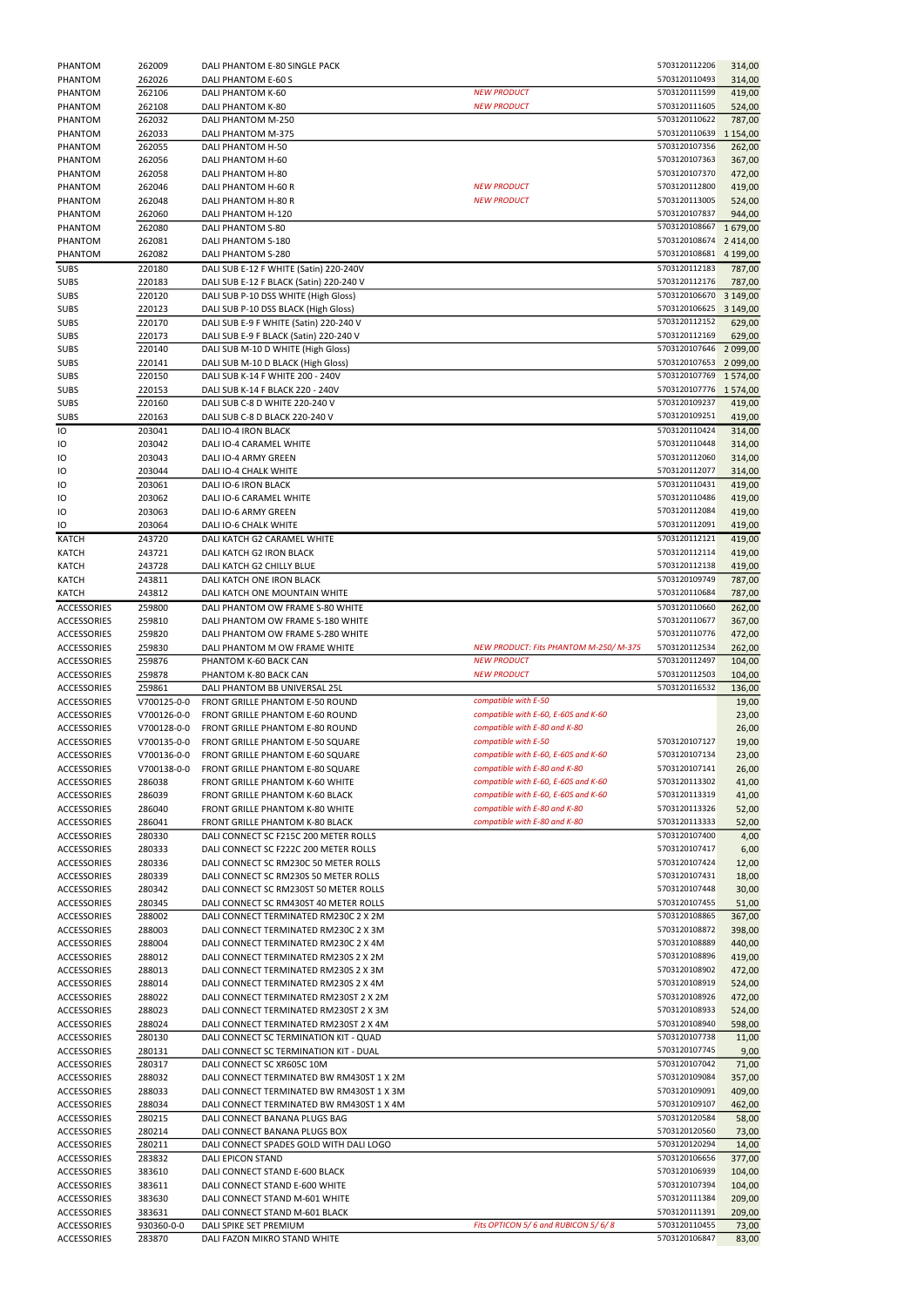| | | | | | |
|---|---|---|---|---|---|
| PHANTOM | 262009 | DALI PHANTOM E-80 SINGLE PACK | | 5703120112206 | 314,00 |
| PHANTOM | 262026 | DALI PHANTOM E-60 S | | 5703120110493 | 314,00 |
| PHANTOM | 262106 | DALI PHANTOM K-60 | *NEW PRODUCT* | 5703120111599 | 419,00 |
| PHANTOM | 262108 | DALI PHANTOM K-80 | *NEW PRODUCT* | 5703120111605 | 524,00 |
| PHANTOM | 262032 | DALI PHANTOM M-250 | | 5703120110622 | 787,00 |
| PHANTOM | 262033 | DALI PHANTOM M-375 | | 5703120110639 | 1 154,00 |
| PHANTOM | 262055 | DALI PHANTOM H-50 | | 5703120107356 | 262,00 |
| PHANTOM | 262056 | DALI PHANTOM H-60 | | 5703120107363 | 367,00 |
| PHANTOM | 262058 | DALI PHANTOM H-80 | | 5703120107370 | 472,00 |
| PHANTOM | 262046 | DALI PHANTOM H-60 R | *NEW PRODUCT* | 5703120112800 | 419,00 |
| PHANTOM | 262048 | DALI PHANTOM H-80 R | *NEW PRODUCT* | 5703120113005 | 524,00 |
| PHANTOM | 262060 | DALI PHANTOM H-120 | | 5703120107837 | 944,00 |
| PHANTOM | 262080 | DALI PHANTOM S-80 | | 5703120108667 | 1 679,00 |
| PHANTOM | 262081 | DALI PHANTOM S-180 | | 5703120108674 | 2 414,00 |
| PHANTOM | 262082 | DALI PHANTOM S-280 | | 5703120108681 | 4 199,00 |
| SUBS | 220180 | DALI SUB E-12 F WHITE (Satin) 220-240V | | 5703120112183 | 787,00 |
| SUBS | 220183 | DALI SUB E-12 F BLACK (Satin) 220-240 V | | 5703120112176 | 787,00 |
| SUBS | 220120 | DALI SUB P-10 DSS WHITE (High Gloss) | | 5703120106670 | 3 149,00 |
| SUBS | 220123 | DALI SUB P-10 DSS BLACK (High Gloss) | | 5703120106625 | 3 149,00 |
| SUBS | 220170 | DALI SUB E-9 F WHITE (Satin) 220-240 V | | 5703120112152 | 629,00 |
| SUBS | 220173 | DALI SUB E-9 F BLACK (Satin) 220-240 V | | 5703120112169 | 629,00 |
| SUBS | 220140 | DALI SUB M-10 D WHITE (High Gloss) | | 5703120107646 | 2 099,00 |
| SUBS | 220141 | DALI SUB M-10 D BLACK (High Gloss) | | 5703120107653 | 2 099,00 |
| SUBS | 220150 | DALI SUB K-14 F WHITE 200 - 240V | | 5703120107769 | 1 574,00 |
| SUBS | 220153 | DALI SUB K-14 F BLACK 220 - 240V | | 5703120107776 | 1 574,00 |
| SUBS | 220160 | DALI SUB C-8 D WHITE 220-240 V | | 5703120109237 | 419,00 |
| SUBS | 220163 | DALI SUB C-8 D BLACK 220-240 V | | 5703120109251 | 419,00 |
| IO | 203041 | DALI IO-4 IRON BLACK | | 5703120110424 | 314,00 |
| IO | 203042 | DALI IO-4 CARAMEL WHITE | | 5703120110448 | 314,00 |
| IO | 203043 | DALI IO-4 ARMY GREEN | | 5703120112060 | 314,00 |
| IO | 203044 | DALI IO-4 CHALK WHITE | | 5703120112077 | 314,00 |
| IO | 203061 | DALI IO-6 IRON BLACK | | 5703120110431 | 419,00 |
| IO | 203062 | DALI IO-6 CARAMEL WHITE | | 5703120110486 | 419,00 |
| IO | 203063 | DALI IO-6 ARMY GREEN | | 5703120112084 | 419,00 |
| IO | 203064 | DALI IO-6 CHALK WHITE | | 5703120112091 | 419,00 |
| KATCH | 243720 | DALI KATCH G2 CARAMEL WHITE | | 5703120112121 | 419,00 |
| KATCH | 243721 | DALI KATCH G2 IRON BLACK | | 5703120112114 | 419,00 |
| KATCH | 243728 | DALI KATCH G2 CHILLY BLUE | | 5703120112138 | 419,00 |
| KATCH | 243811 | DALI KATCH ONE IRON BLACK | | 5703120109749 | 787,00 |
| KATCH | 243812 | DALI KATCH ONE MOUNTAIN WHITE | | 5703120110684 | 787,00 |
| ACCESSORIES | 259800 | DALI PHANTOM OW FRAME S-80 WHITE | | 5703120110660 | 262,00 |
| ACCESSORIES | 259810 | DALI PHANTOM OW FRAME S-180 WHITE | | 5703120110677 | 367,00 |
| ACCESSORIES | 259820 | DALI PHANTOM OW FRAME S-280 WHITE | | 5703120110776 | 472,00 |
| ACCESSORIES | 259830 | DALI PHANTOM M OW FRAME WHITE | *NEW PRODUCT: Fits PHANTOM M-250/ M-375* | 5703120112534 | 262,00 |
| ACCESSORIES | 259876 | PHANTOM K-60 BACK CAN | *NEW PRODUCT* | 5703120112497 | 104,00 |
| ACCESSORIES | 259878 | PHANTOM K-80 BACK CAN | *NEW PRODUCT* | 5703120112503 | 104,00 |
| ACCESSORIES | 259861 | DALI PHANTOM BB UNIVERSAL 25L | | 5703120116532 | 136,00 |
| ACCESSORIES | V700125-0-0 | FRONT GRILLE PHANTOM E-50 ROUND | *compatible with E-50* | | 19,00 |
| ACCESSORIES | V700126-0-0 | FRONT GRILLE PHANTOM E-60 ROUND | *compatible with E-60, E-60S and K-60* | | 23,00 |
| ACCESSORIES | V700128-0-0 | FRONT GRILLE PHANTOM E-80 ROUND | *compatible with E-80 and K-80* | | 26,00 |
| ACCESSORIES | V700135-0-0 | FRONT GRILLE PHANTOM E-50 SQUARE | *compatible with E-50* | 5703120107127 | 19,00 |
| ACCESSORIES | V700136-0-0 | FRONT GRILLE PHANTOM E-60 SQUARE | *compatible with E-60, E-60S and K-60* | 5703120107134 | 23,00 |
| ACCESSORIES | V700138-0-0 | FRONT GRILLE PHANTOM E-80 SQUARE | *compatible with E-80 and K-80* | 5703120107141 | 26,00 |
| ACCESSORIES | 286038 | FRONT GRILLE PHANTOM K-60 WHITE | *compatible with E-60, E-60S and K-60* | 5703120113302 | 41,00 |
| ACCESSORIES | 286039 | FRONT GRILLE PHANTOM K-60 BLACK | *compatible with E-60, E-60S and K-60* | 5703120113319 | 41,00 |
| ACCESSORIES | 286040 | FRONT GRILLE PHANTOM K-80 WHITE | *compatible with E-80 and K-80* | 5703120113326 | 52,00 |
| ACCESSORIES | 286041 | FRONT GRILLE PHANTOM K-80 BLACK | *compatible with E-80 and K-80* | 5703120113333 | 52,00 |
| ACCESSORIES | 280330 | DALI CONNECT SC F215C 200 METER ROLLS | | 5703120107400 | 4,00 |
| ACCESSORIES | 280333 | DALI CONNECT SC F222C 200 METER ROLLS | | 5703120107417 | 6,00 |
| ACCESSORIES | 280336 | DALI CONNECT SC RM230C 50 METER ROLLS | | 5703120107424 | 12,00 |
| ACCESSORIES | 280339 | DALI CONNECT SC RM230S 50 METER ROLLS | | 5703120107431 | 18,00 |
| ACCESSORIES | 280342 | DALI CONNECT SC RM230ST 50 METER ROLLS | | 5703120107448 | 30,00 |
| ACCESSORIES | 280345 | DALI CONNECT SC RM430ST 40 METER ROLLS | | 5703120107455 | 51,00 |
| ACCESSORIES | 288002 | DALI CONNECT TERMINATED RM230C 2 X 2M | | 5703120108865 | 367,00 |
| ACCESSORIES | 288003 | DALI CONNECT TERMINATED RM230C 2 X 3M | | 5703120108872 | 398,00 |
| ACCESSORIES | 288004 | DALI CONNECT TERMINATED RM230C 2 X 4M | | 5703120108889 | 440,00 |
| ACCESSORIES | 288012 | DALI CONNECT TERMINATED RM230S 2 X 2M | | 5703120108896 | 419,00 |
| ACCESSORIES | 288013 | DALI CONNECT TERMINATED RM230S 2 X 3M | | 5703120108902 | 472,00 |
| ACCESSORIES | 288014 | DALI CONNECT TERMINATED RM230S 2 X 4M | | 5703120108919 | 524,00 |
| ACCESSORIES | 288022 | DALI CONNECT TERMINATED RM230ST 2 X 2M | | 5703120108926 | 472,00 |
| ACCESSORIES | 288023 | DALI CONNECT TERMINATED RM230ST 2 X 3M | | 5703120108933 | 524,00 |
| ACCESSORIES | 288024 | DALI CONNECT TERMINATED RM230ST 2 X 4M | | 5703120108940 | 598,00 |
| ACCESSORIES | 280130 | DALI CONNECT SC TERMINATION KIT - QUAD | | 5703120107738 | 11,00 |
| ACCESSORIES | 280131 | DALI CONNECT SC TERMINATION KIT - DUAL | | 5703120107745 | 9,00 |
| ACCESSORIES | 280317 | DALI CONNECT SC XR605C 10M | | 5703120107042 | 71,00 |
| ACCESSORIES | 288032 | DALI CONNECT TERMINATED BW RM430ST 1 X 2M | | 5703120109084 | 357,00 |
| ACCESSORIES | 288033 | DALI CONNECT TERMINATED BW RM430ST 1 X 3M | | 5703120109091 | 409,00 |
| ACCESSORIES | 288034 | DALI CONNECT TERMINATED BW RM430ST 1 X 4M | | 5703120109107 | 462,00 |
| ACCESSORIES | 280215 | DALI CONNECT BANANA PLUGS BAG | | 5703120120584 | 58,00 |
| ACCESSORIES | 280214 | DALI CONNECT BANANA PLUGS BOX | | 5703120120560 | 73,00 |
| ACCESSORIES | 280211 | DALI CONNECT SPADES GOLD WITH DALI LOGO | | 5703120120294 | 14,00 |
| ACCESSORIES | 283832 | DALI EPICON STAND | | 5703120106656 | 377,00 |
| ACCESSORIES | 383610 | DALI CONNECT STAND E-600 BLACK | | 5703120106939 | 104,00 |
| ACCESSORIES | 383611 | DALI CONNECT STAND E-600 WHITE | | 5703120107394 | 104,00 |
| ACCESSORIES | 383630 | DALI CONNECT STAND M-601 WHITE | | 5703120111384 | 209,00 |
| ACCESSORIES | 383631 | DALI CONNECT STAND M-601 BLACK | | 5703120111391 | 209,00 |
| ACCESSORIES | 930360-0-0 | DALI SPIKE SET PREMIUM | *Fits OPTICON 5/ 6 and RUBICON 5/ 6/ 8* | 5703120110455 | 73,00 |
| ACCESSORIES | 283870 | DALI FAZON MIKRO STAND WHITE | | 5703120106847 | 83,00 |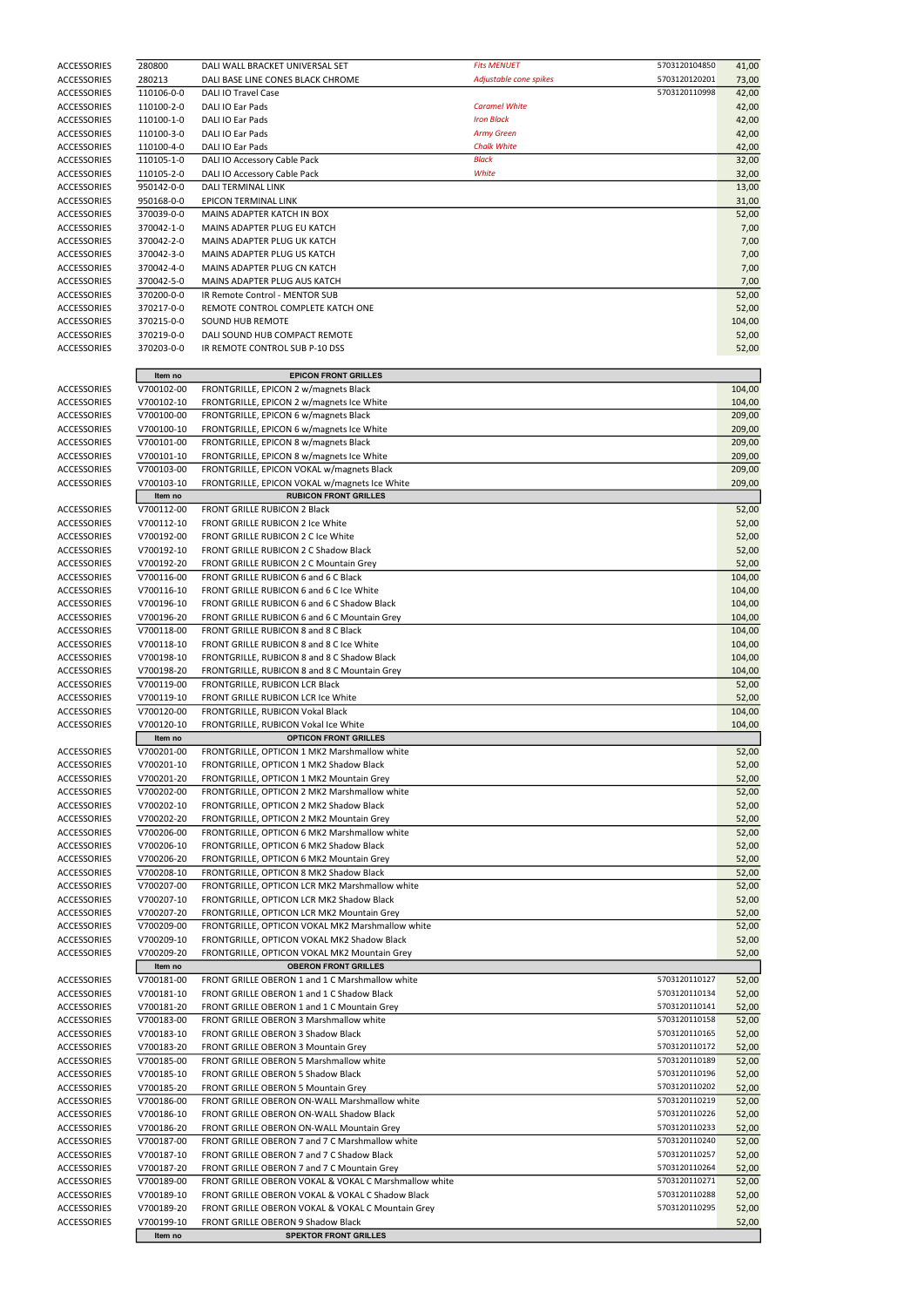| | | | | | |
|---|---|---|---|---|---|
| ACCESSORIES | 280800 | DALI WALL BRACKET UNIVERSAL SET | *Fits MENUET* | 5703120104850 | 41,00 |
| ACCESSORIES | 280213 | DALI BASE LINE CONES BLACK CHROME | *Adjustable cone spikes* | 5703120120201 | 73,00 |
| ACCESSORIES | 110106-0-0 | DALI IO Travel Case | | 5703120110998 | 42,00 |
| ACCESSORIES | 110100-2-0 | DALI IO Ear Pads | *Caramel White* | | 42,00 |
| ACCESSORIES | 110100-1-0 | DALI IO Ear Pads | *Iron Black* | | 42,00 |
| ACCESSORIES | 110100-3-0 | DALI IO Ear Pads | *Army Green* | | 42,00 |
| ACCESSORIES | 110100-4-0 | DALI IO Ear Pads | *Chalk White* | | 42,00 |
| ACCESSORIES | 110105-1-0 | DALI IO Accessory Cable Pack | *Black* | | 32,00 |
| ACCESSORIES | 110105-2-0 | DALI IO Accessory Cable Pack | *White* | | 32,00 |
| ACCESSORIES | 950142-0-0 | DALI TERMINAL LINK | | | 13,00 |
| ACCESSORIES | 950168-0-0 | EPICON TERMINAL LINK | | | 31,00 |
| ACCESSORIES | 370039-0-0 | MAINS ADAPTER KATCH IN BOX | | | 52,00 |
| ACCESSORIES | 370042-1-0 | MAINS ADAPTER PLUG EU KATCH | | | 7,00 |
| ACCESSORIES | 370042-2-0 | MAINS ADAPTER PLUG UK KATCH | | | 7,00 |
| ACCESSORIES | 370042-3-0 | MAINS ADAPTER PLUG US KATCH | | | 7,00 |
| ACCESSORIES | 370042-4-0 | MAINS ADAPTER PLUG CN KATCH | | | 7,00 |
| ACCESSORIES | 370042-5-0 | MAINS ADAPTER PLUG AUS KATCH | | | 7,00 |
| ACCESSORIES | 370200-0-0 | IR Remote Control - MENTOR SUB | | | 52,00 |
| ACCESSORIES | 370217-0-0 | REMOTE CONTROL COMPLETE KATCH ONE | | | 52,00 |
| ACCESSORIES | 370215-0-0 | SOUND HUB REMOTE | | | 104,00 |
| ACCESSORIES | 370219-0-0 | DALI SOUND HUB COMPACT REMOTE | | | 52,00 |
| ACCESSORIES | 370203-0-0 | IR REMOTE CONTROL SUB P-10 DSS | | | 52,00 |

| | Item no | EPICON FRONT GRILLES | | | |
|---|---|---|---|---|---|
| ACCESSORIES | V700102-00 | FRONTGRILLE, EPICON 2 w/magnets Black | | | 104,00 |
| ACCESSORIES | V700102-10 | FRONTGRILLE, EPICON 2 w/magnets Ice White | | | 104,00 |
| ACCESSORIES | V700100-00 | FRONTGRILLE, EPICON 6 w/magnets Black | | | 209,00 |
| ACCESSORIES | V700100-10 | FRONTGRILLE, EPICON 6 w/magnets Ice White | | | 209,00 |
| ACCESSORIES | V700101-00 | FRONTGRILLE, EPICON 8 w/magnets Black | | | 209,00 |
| ACCESSORIES | V700101-10 | FRONTGRILLE, EPICON 8 w/magnets Ice White | | | 209,00 |
| ACCESSORIES | V700103-00 | FRONTGRILLE, EPICON VOKAL w/magnets Black | | | 209,00 |
| ACCESSORIES | V700103-10 | FRONTGRILLE, EPICON VOKAL w/magnets Ice White | | | 209,00 |
| | **Item no** | **RUBICON FRONT GRILLES** | | | |
| ACCESSORIES | V700112-00 | FRONT GRILLE RUBICON 2 Black | | | 52,00 |
| ACCESSORIES | V700112-10 | FRONT GRILLE RUBICON 2 Ice White | | | 52,00 |
| ACCESSORIES | V700192-00 | FRONT GRILLE RUBICON 2 C Ice White | | | 52,00 |
| ACCESSORIES | V700192-10 | FRONT GRILLE RUBICON 2 C Shadow Black | | | 52,00 |
| ACCESSORIES | V700192-20 | FRONT GRILLE RUBICON 2 C Mountain Grey | | | 52,00 |
| ACCESSORIES | V700116-00 | FRONT GRILLE RUBICON 6 and 6 C Black | | | 104,00 |
| ACCESSORIES | V700116-10 | FRONT GRILLE RUBICON 6 and 6 C Ice White | | | 104,00 |
| ACCESSORIES | V700196-10 | FRONT GRILLE RUBICON 6 and 6 C Shadow Black | | | 104,00 |
| ACCESSORIES | V700196-20 | FRONT GRILLE RUBICON 6 and 6 C Mountain Grey | | | 104,00 |
| ACCESSORIES | V700118-00 | FRONT GRILLE RUBICON 8 and 8 C Black | | | 104,00 |
| ACCESSORIES | V700118-10 | FRONT GRILLE RUBICON 8 and 8 C Ice White | | | 104,00 |
| ACCESSORIES | V700198-10 | FRONTGRILLE, RUBICON 8 and 8 C Shadow Black | | | 104,00 |
| ACCESSORIES | V700198-20 | FRONTGRILLE, RUBICON 8 and 8 C Mountain Grey | | | 104,00 |
| ACCESSORIES | V700119-00 | FRONTGRILLE, RUBICON LCR Black | | | 52,00 |
| ACCESSORIES | V700119-10 | FRONT GRILLE RUBICON LCR Ice White | | | 52,00 |
| ACCESSORIES | V700120-00 | FRONTGRILLE, RUBICON Vokal Black | | | 104,00 |
| ACCESSORIES | V700120-10 | FRONTGRILLE, RUBICON Vokal Ice White | | | 104,00 |
| | **Item no** | **OPTICON FRONT GRILLES** | | | |
| ACCESSORIES | V700201-00 | FRONTGRILLE, OPTICON 1 MK2 Marshmallow white | | | 52,00 |
| ACCESSORIES | V700201-10 | FRONTGRILLE, OPTICON 1 MK2 Shadow Black | | | 52,00 |
| ACCESSORIES | V700201-20 | FRONTGRILLE, OPTICON 1 MK2 Mountain Grey | | | 52,00 |
| ACCESSORIES | V700202-00 | FRONTGRILLE, OPTICON 2 MK2 Marshmallow white | | | 52,00 |
| ACCESSORIES | V700202-10 | FRONTGRILLE, OPTICON 2 MK2 Shadow Black | | | 52,00 |
| ACCESSORIES | V700202-20 | FRONTGRILLE, OPTICON 2 MK2 Mountain Grey | | | 52,00 |
| ACCESSORIES | V700206-00 | FRONTGRILLE, OPTICON 6 MK2 Marshmallow white | | | 52,00 |
| ACCESSORIES | V700206-10 | FRONTGRILLE, OPTICON 6 MK2 Shadow Black | | | 52,00 |
| ACCESSORIES | V700206-20 | FRONTGRILLE, OPTICON 6 MK2 Mountain Grey | | | 52,00 |
| ACCESSORIES | V700208-10 | FRONTGRILLE, OPTICON 8 MK2 Shadow Black | | | 52,00 |
| ACCESSORIES | V700207-00 | FRONTGRILLE, OPTICON LCR MK2 Marshmallow white | | | 52,00 |
| ACCESSORIES | V700207-10 | FRONTGRILLE, OPTICON LCR MK2 Shadow Black | | | 52,00 |
| ACCESSORIES | V700207-20 | FRONTGRILLE, OPTICON LCR MK2 Mountain Grey | | | 52,00 |
| ACCESSORIES | V700209-00 | FRONTGRILLE, OPTICON VOKAL MK2 Marshmallow white | | | 52,00 |
| ACCESSORIES | V700209-10 | FRONTGRILLE, OPTICON VOKAL MK2 Shadow Black | | | 52,00 |
| ACCESSORIES | V700209-20 | FRONTGRILLE, OPTICON VOKAL MK2 Mountain Grey | | | 52,00 |
| | **Item no** | **OBERON FRONT GRILLES** | | | |
| ACCESSORIES | V700181-00 | FRONT GRILLE OBERON 1 and 1 C Marshmallow white | | 5703120110127 | 52,00 |
| ACCESSORIES | V700181-10 | FRONT GRILLE OBERON 1 and 1 C Shadow Black | | 5703120110134 | 52,00 |
| ACCESSORIES | V700181-20 | FRONT GRILLE OBERON 1 and 1 C Mountain Grey | | 5703120110141 | 52,00 |
| ACCESSORIES | V700183-00 | FRONT GRILLE OBERON 3 Marshmallow white | | 5703120110158 | 52,00 |
| ACCESSORIES | V700183-10 | FRONT GRILLE OBERON 3 Shadow Black | | 5703120110165 | 52,00 |
| ACCESSORIES | V700183-20 | FRONT GRILLE OBERON 3 Mountain Grey | | 5703120110172 | 52,00 |
| ACCESSORIES | V700185-00 | FRONT GRILLE OBERON 5 Marshmallow white | | 5703120110189 | 52,00 |
| ACCESSORIES | V700185-10 | FRONT GRILLE OBERON 5 Shadow Black | | 5703120110196 | 52,00 |
| ACCESSORIES | V700185-20 | FRONT GRILLE OBERON 5 Mountain Grey | | 5703120110202 | 52,00 |
| ACCESSORIES | V700186-00 | FRONT GRILLE OBERON ON-WALL Marshmallow white | | 5703120110219 | 52,00 |
| ACCESSORIES | V700186-10 | FRONT GRILLE OBERON ON-WALL Shadow Black | | 5703120110226 | 52,00 |
| ACCESSORIES | V700186-20 | FRONT GRILLE OBERON ON-WALL Mountain Grey | | 5703120110233 | 52,00 |
| ACCESSORIES | V700187-00 | FRONT GRILLE OBERON 7 and 7 C Marshmallow white | | 5703120110240 | 52,00 |
| ACCESSORIES | V700187-10 | FRONT GRILLE OBERON 7 and 7 C Shadow Black | | 5703120110257 | 52,00 |
| ACCESSORIES | V700187-20 | FRONT GRILLE OBERON 7 and 7 C Mountain Grey | | 5703120110264 | 52,00 |
| ACCESSORIES | V700189-00 | FRONT GRILLE OBERON VOKAL & VOKAL C Marshmallow white | | 5703120110271 | 52,00 |
| ACCESSORIES | V700189-10 | FRONT GRILLE OBERON VOKAL & VOKAL C Shadow Black | | 5703120110288 | 52,00 |
| ACCESSORIES | V700189-20 | FRONT GRILLE OBERON VOKAL & VOKAL C Mountain Grey | | 5703120110295 | 52,00 |
| ACCESSORIES | V700199-10 | FRONT GRILLE OBERON 9 Shadow Black | | | 52,00 |
| | **Item no** | **SPEKTOR FRONT GRILLES** | | | |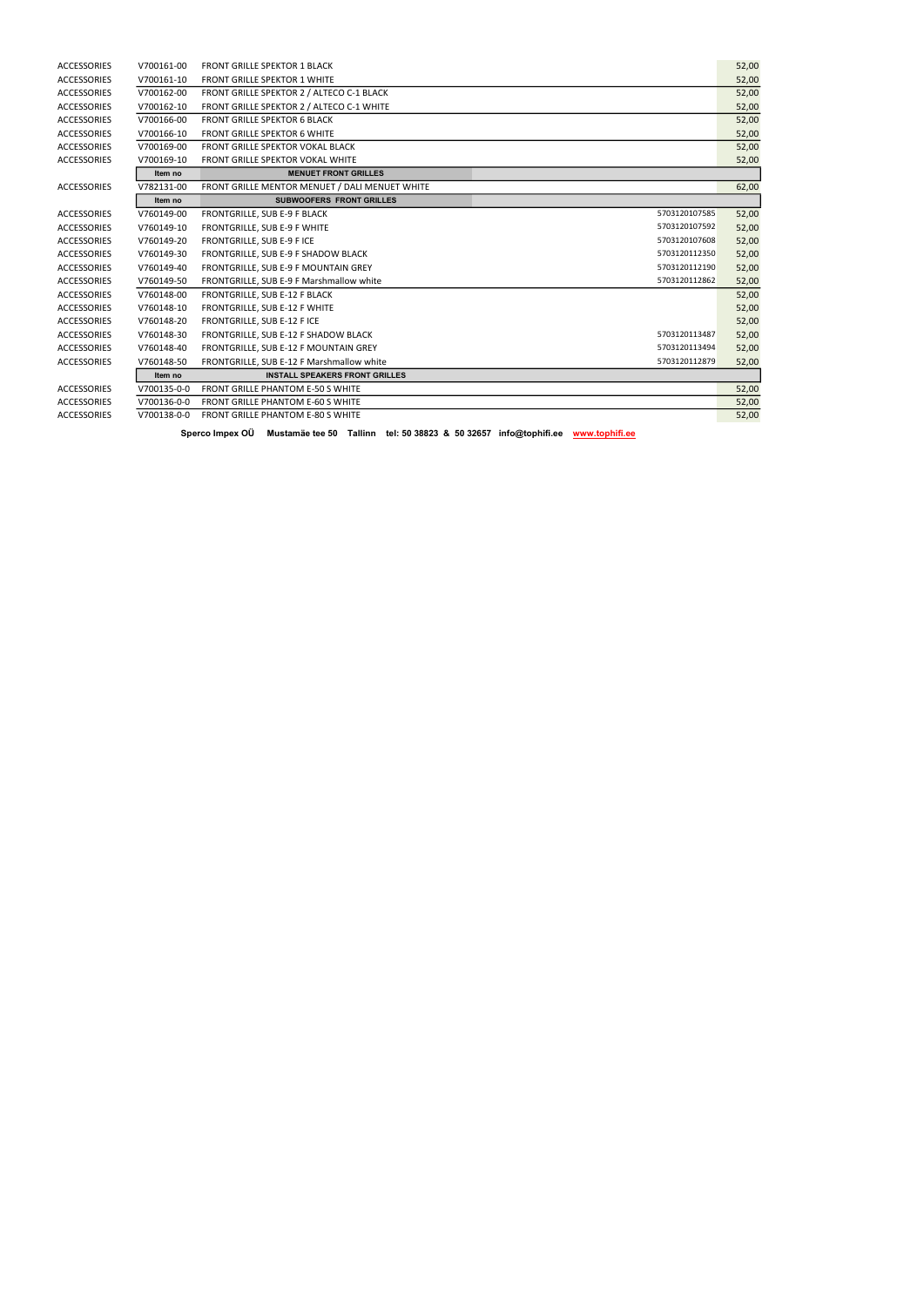| | | | | |
|---|---|---|---|---|
| ACCESSORIES | V700161-00 | FRONT GRILLE SPEKTOR 1 BLACK | | 52,00 |
| ACCESSORIES | V700161-10 | FRONT GRILLE SPEKTOR 1 WHITE | | 52,00 |
| ACCESSORIES | V700162-00 | FRONT GRILLE SPEKTOR 2 / ALTECO C-1 BLACK | | 52,00 |
| ACCESSORIES | V700162-10 | FRONT GRILLE SPEKTOR 2 / ALTECO C-1 WHITE | | 52,00 |
| ACCESSORIES | V700166-00 | FRONT GRILLE SPEKTOR 6 BLACK | | 52,00 |
| ACCESSORIES | V700166-10 | FRONT GRILLE SPEKTOR 6 WHITE | | 52,00 |
| ACCESSORIES | V700169-00 | FRONT GRILLE SPEKTOR VOKAL BLACK | | 52,00 |
| ACCESSORIES | V700169-10 | FRONT GRILLE SPEKTOR VOKAL WHITE | | 52,00 |
| | **Item no** | **MENUET FRONT GRILLES** | | |
| ACCESSORIES | V782131-00 | FRONT GRILLE MENTOR MENUET / DALI MENUET WHITE | | 62,00 |
| | **Item no** | **SUBWOOFERS FRONT GRILLES** | | |
| ACCESSORIES | V760149-00 | FRONTGRILLE, SUB E-9 F BLACK | 5703120107585 | 52,00 |
| ACCESSORIES | V760149-10 | FRONTGRILLE, SUB E-9 F WHITE | 5703120107592 | 52,00 |
| ACCESSORIES | V760149-20 | FRONTGRILLE, SUB E-9 F ICE | 5703120107608 | 52,00 |
| ACCESSORIES | V760149-30 | FRONTGRILLE, SUB E-9 F SHADOW BLACK | 5703120112350 | 52,00 |
| ACCESSORIES | V760149-40 | FRONTGRILLE, SUB E-9 F MOUNTAIN GREY | 5703120112190 | 52,00 |
| ACCESSORIES | V760149-50 | FRONTGRILLE, SUB E-9 F Marshmallow white | 5703120112862 | 52,00 |
| ACCESSORIES | V760148-00 | FRONTGRILLE, SUB E-12 F BLACK | | 52,00 |
| ACCESSORIES | V760148-10 | FRONTGRILLE, SUB E-12 F WHITE | | 52,00 |
| ACCESSORIES | V760148-20 | FRONTGRILLE, SUB E-12 F ICE | | 52,00 |
| ACCESSORIES | V760148-30 | FRONTGRILLE, SUB E-12 F SHADOW BLACK | 5703120113487 | 52,00 |
| ACCESSORIES | V760148-40 | FRONTGRILLE, SUB E-12 F MOUNTAIN GREY | 5703120113494 | 52,00 |
| ACCESSORIES | V760148-50 | FRONTGRILLE, SUB E-12 F Marshmallow white | 5703120112879 | 52,00 |
| | **Item no** | **INSTALL SPEAKERS FRONT GRILLES** | | |
| ACCESSORIES | V700135-0-0 | FRONT GRILLE PHANTOM E-50 S WHITE | | 52,00 |
| ACCESSORIES | V700136-0-0 | FRONT GRILLE PHANTOM E-60 S WHITE | | 52,00 |
| ACCESSORIES | V700138-0-0 | FRONT GRILLE PHANTOM E-80 S WHITE | | 52,00 |

**Sperco Impex OÜ Mustamäe tee 50 Tallinn tel: 50 38823 & 50 32657 info@tophifi.ee www.tophifi.ee**